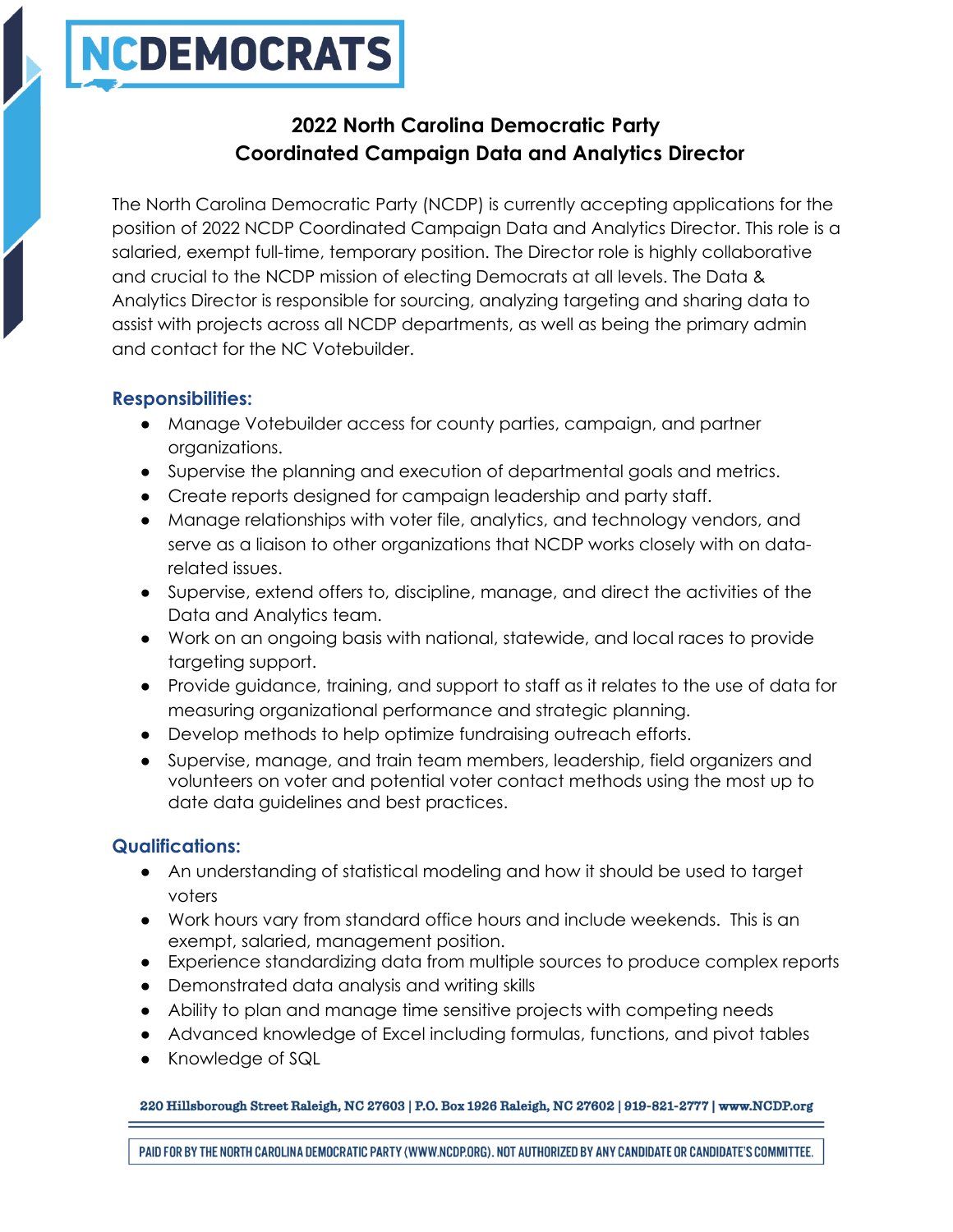# NCDEMOCRATS

## 2022 North Carolina Democratic Party
## Coordinated Campaign Data and Analytics Director

The North Carolina Democratic Party (NCDP) is currently accepting applications for the position of 2022 NCDP Coordinated Campaign Data and Analytics Director. This role is a salaried, exempt full-time, temporary position. The Director role is highly collaborative and crucial to the NCDP mission of electing Democrats at all levels. The Data & Analytics Director is responsible for sourcing, analyzing targeting and sharing data to assist with projects across all NCDP departments, as well as being the primary admin and contact for the NC Votebuilder.

### Responsibilities:

- Manage Votebuilder access for county parties, campaign, and partner organizations.
- Supervise the planning and execution of departmental goals and metrics.
- Create reports designed for campaign leadership and party staff.
- Manage relationships with voter file, analytics, and technology vendors, and serve as a liaison to other organizations that NCDP works closely with on data-related issues.
- Supervise, extend offers to, discipline, manage, and direct the activities of the Data and Analytics team.
- Work on an ongoing basis with national, statewide, and local races to provide targeting support.
- Provide guidance, training, and support to staff as it relates to the use of data for measuring organizational performance and strategic planning.
- Develop methods to help optimize fundraising outreach efforts.
- Supervise, manage, and train team members, leadership, field organizers and volunteers on voter and potential voter contact methods using the most up to date data guidelines and best practices.

### Qualifications:

- An understanding of statistical modeling and how it should be used to target voters
- Work hours vary from standard office hours and include weekends. This is an exempt, salaried, management position.
- Experience standardizing data from multiple sources to produce complex reports
- Demonstrated data analysis and writing skills
- Ability to plan and manage time sensitive projects with competing needs
- Advanced knowledge of Excel including formulas, functions, and pivot tables
- Knowledge of SQL

220 Hillsborough Street Raleigh, NC 27603 | P.O. Box 1926 Raleigh, NC 27602 | 919-821-2777 | www.NCDP.org

PAID FOR BY THE NORTH CAROLINA DEMOCRATIC PARTY (WWW.NCDP.ORG). NOT AUTHORIZED BY ANY CANDIDATE OR CANDIDATE'S COMMITTEE.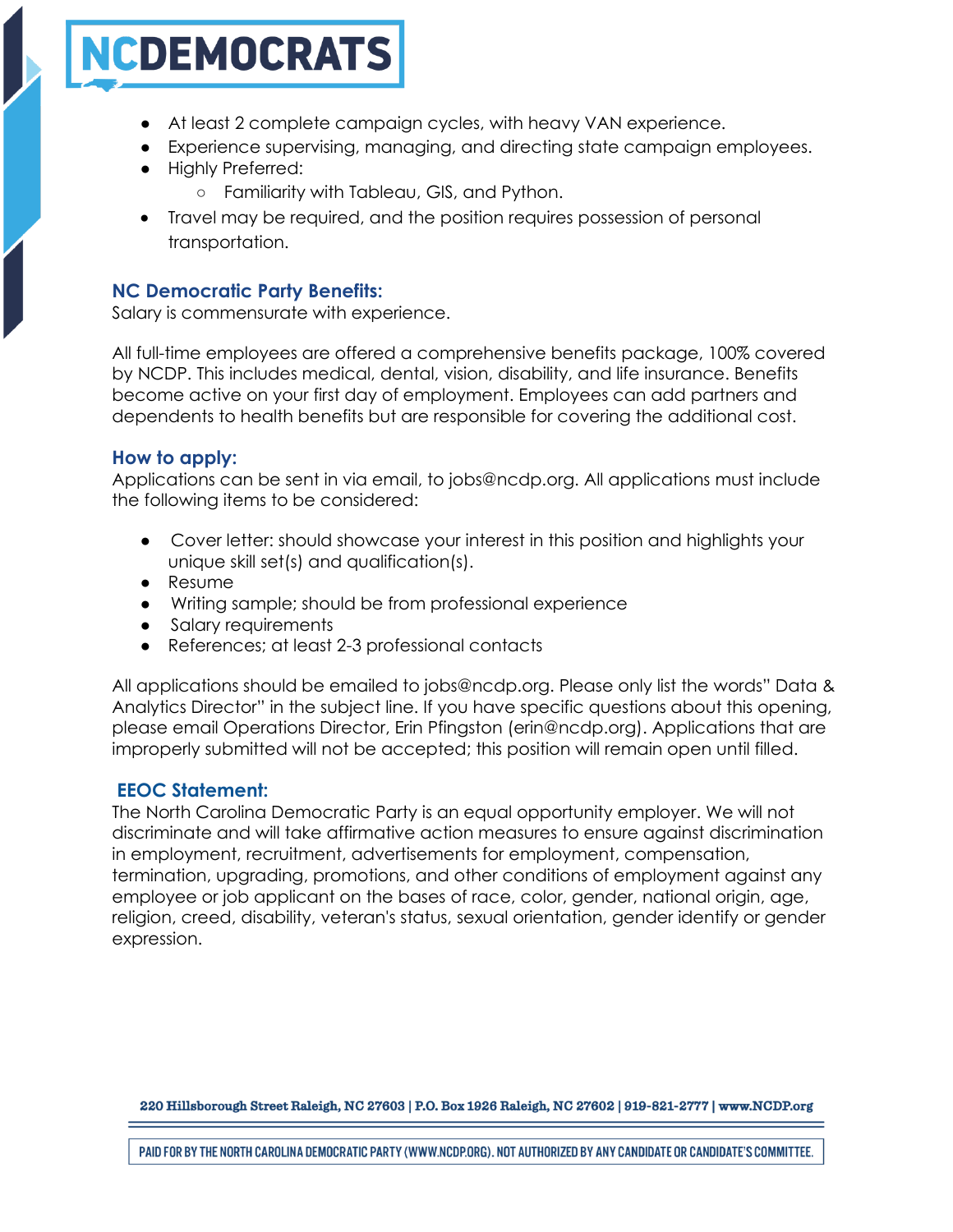- At least 2 complete campaign cycles, with heavy VAN experience.
- Experience supervising, managing, and directing state campaign employees.
- Highly Preferred:
    - Familiarity with Tableau, GIS, and Python.
- Travel may be required, and the position requires possession of personal transportation.

### NC Democratic Party Benefits:

Salary is commensurate with experience.

All full-time employees are offered a comprehensive benefits package, 100% covered by NCDP. This includes medical, dental, vision, disability, and life insurance. Benefits become active on your first day of employment. Employees can add partners and dependents to health benefits but are responsible for covering the additional cost.

### How to apply:

Applications can be sent in via email, to jobs@ncdp.org. All applications must include the following items to be considered:

- Cover letter: should showcase your interest in this position and highlights your unique skill set(s) and qualification(s).
- Resume
- Writing sample; should be from professional experience
- Salary requirements
- References; at least 2-3 professional contacts

All applications should be emailed to jobs@ncdp.org. Please only list the words" Data & Analytics Director" in the subject line. If you have specific questions about this opening, please email Operations Director, Erin Pfingston (erin@ncdp.org). Applications that are improperly submitted will not be accepted; this position will remain open until filled.

### EEOC Statement:

The North Carolina Democratic Party is an equal opportunity employer. We will not discriminate and will take affirmative action measures to ensure against discrimination in employment, recruitment, advertisements for employment, compensation, termination, upgrading, promotions, and other conditions of employment against any employee or job applicant on the bases of race, color, gender, national origin, age, religion, creed, disability, veteran's status, sexual orientation, gender identify or gender expression.

220 Hillsborough Street Raleigh, NC 27603 | P.O. Box 1926 Raleigh, NC 27602 | 919-821-2777 | www.NCDP.org

PAID FOR BY THE NORTH CAROLINA DEMOCRATIC PARTY (WWW.NCDP.ORG). NOT AUTHORIZED BY ANY CANDIDATE OR CANDIDATE'S COMMITTEE.